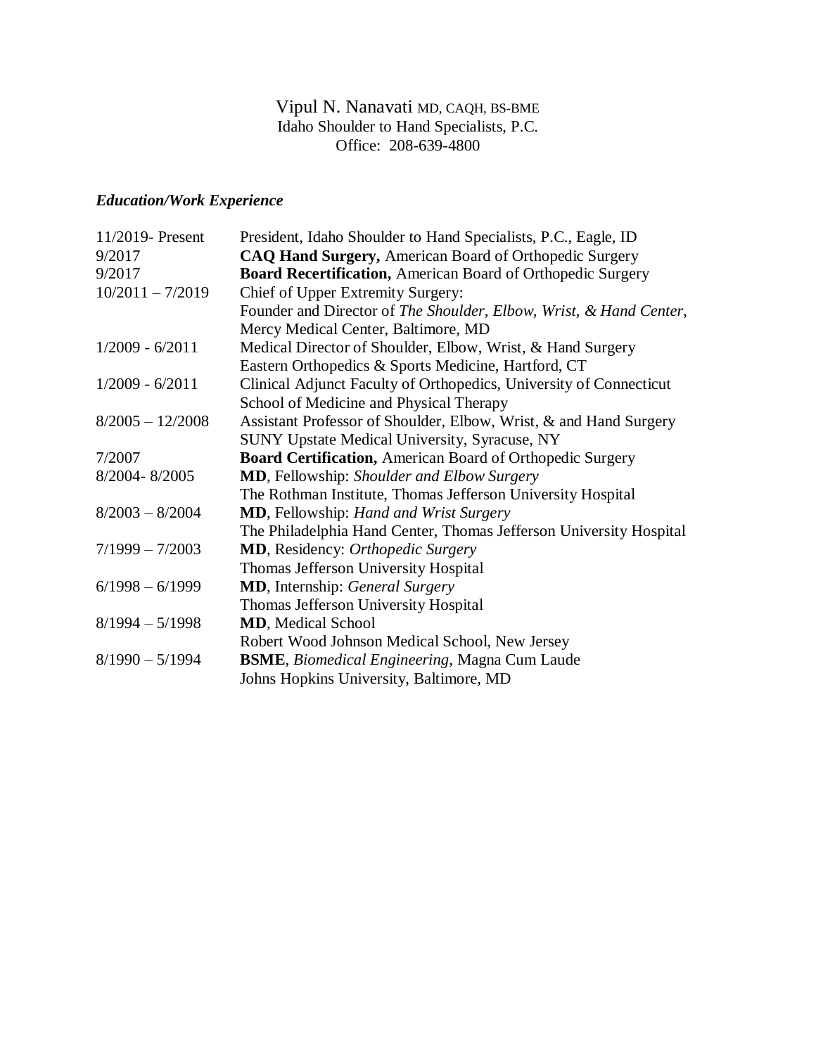Vipul N. Nanavati MD, CAQH, BS-BME
Idaho Shoulder to Hand Specialists, P.C.
Office: 208-639-4800

***Education/Work Experience***

| | |
|---|---|
| 11/2019- Present | President, Idaho Shoulder to Hand Specialists, P.C., Eagle, ID |
| 9/2017 | **CAQ Hand Surgery,** American Board of Orthopedic Surgery |
| 9/2017 | **Board Recertification,** American Board of Orthopedic Surgery |
| 10/2011 – 7/2019 | Chief of Upper Extremity Surgery: Founder and Director of *The Shoulder, Elbow, Wrist, & Hand Center*, Mercy Medical Center, Baltimore, MD |
| 1/2009 - 6/2011 | Medical Director of Shoulder, Elbow, Wrist, & Hand Surgery Eastern Orthopedics & Sports Medicine, Hartford, CT |
| 1/2009 - 6/2011 | Clinical Adjunct Faculty of Orthopedics, University of Connecticut School of Medicine and Physical Therapy |
| 8/2005 – 12/2008 | Assistant Professor of Shoulder, Elbow, Wrist, & and Hand Surgery SUNY Upstate Medical University, Syracuse, NY |
| 7/2007 | **Board Certification,** American Board of Orthopedic Surgery |
| 8/2004- 8/2005 | **MD**, Fellowship: *Shoulder and Elbow Surgery* The Rothman Institute, Thomas Jefferson University Hospital |
| 8/2003 – 8/2004 | **MD**, Fellowship: *Hand and Wrist Surgery* The Philadelphia Hand Center, Thomas Jefferson University Hospital |
| 7/1999 – 7/2003 | **MD**, Residency: *Orthopedic Surgery* Thomas Jefferson University Hospital |
| 6/1998 – 6/1999 | **MD**, Internship: *General Surgery* Thomas Jefferson University Hospital |
| 8/1994 – 5/1998 | **MD**, Medical School Robert Wood Johnson Medical School, New Jersey |
| 8/1990 – 5/1994 | **BSME**, *Biomedical Engineering*, Magna Cum Laude Johns Hopkins University, Baltimore, MD |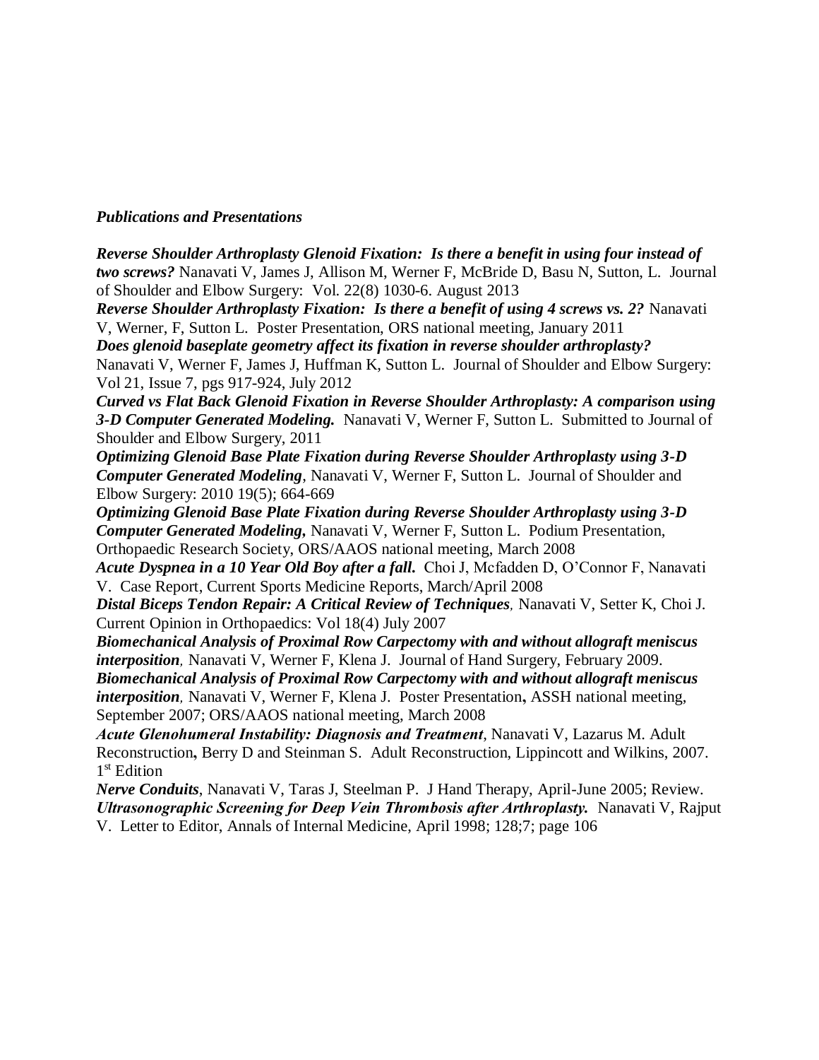***Publications and Presentations***

***Reverse Shoulder Arthroplasty Glenoid Fixation: Is there a benefit in using four instead of two screws?*** Nanavati V, James J, Allison M, Werner F, McBride D, Basu N, Sutton, L. Journal of Shoulder and Elbow Surgery: Vol. 22(8) 1030-6. August 2013

***Reverse Shoulder Arthroplasty Fixation: Is there a benefit of using 4 screws vs. 2?*** Nanavati V, Werner, F, Sutton L. Poster Presentation, ORS national meeting, January 2011

***Does glenoid baseplate geometry affect its fixation in reverse shoulder arthroplasty?*** Nanavati V, Werner F, James J, Huffman K, Sutton L. Journal of Shoulder and Elbow Surgery: Vol 21, Issue 7, pgs 917-924, July 2012

***Curved vs Flat Back Glenoid Fixation in Reverse Shoulder Arthroplasty: A comparison using 3-D Computer Generated Modeling.*** Nanavati V, Werner F, Sutton L. Submitted to Journal of Shoulder and Elbow Surgery, 2011

***Optimizing Glenoid Base Plate Fixation during Reverse Shoulder Arthroplasty using 3-D Computer Generated Modeling***, Nanavati V, Werner F, Sutton L. Journal of Shoulder and Elbow Surgery: 2010 19(5); 664-669

***Optimizing Glenoid Base Plate Fixation during Reverse Shoulder Arthroplasty using 3-D Computer Generated Modeling,*** Nanavati V, Werner F, Sutton L. Podium Presentation, Orthopaedic Research Society, ORS/AAOS national meeting, March 2008

***Acute Dyspnea in a 10 Year Old Boy after a fall.*** Choi J, Mcfadden D, O'Connor F, Nanavati V. Case Report, Current Sports Medicine Reports, March/April 2008

***Distal Biceps Tendon Repair: A Critical Review of Techniques****,* Nanavati V, Setter K, Choi J. Current Opinion in Orthopaedics: Vol 18(4) July 2007

***Biomechanical Analysis of Proximal Row Carpectomy with and without allograft meniscus interposition****,* Nanavati V, Werner F, Klena J. Journal of Hand Surgery, February 2009.

***Biomechanical Analysis of Proximal Row Carpectomy with and without allograft meniscus interposition****,* Nanavati V, Werner F, Klena J. Poster Presentation**,** ASSH national meeting, September 2007; ORS/AAOS national meeting, March 2008

***Acute Glenohumeral Instability: Diagnosis and Treatment***, Nanavati V, Lazarus M. Adult Reconstruction**,** Berry D and Steinman S. Adult Reconstruction, Lippincott and Wilkins, 2007. 1st Edition

***Nerve Conduits***, Nanavati V, Taras J, Steelman P. J Hand Therapy, April-June 2005; Review.

***Ultrasonographic Screening for Deep Vein Thrombosis after Arthroplasty.*** Nanavati V, Rajput V. Letter to Editor, Annals of Internal Medicine, April 1998; 128;7; page 106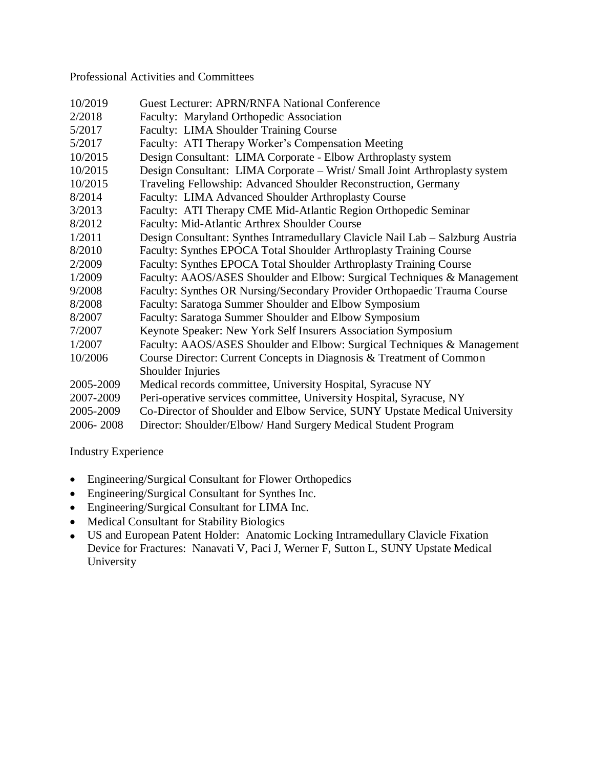Professional Activities and Committees

| | |
|---|---|
| 10/2019 | Guest Lecturer: APRN/RNFA National Conference |
| 2/2018 | Faculty: Maryland Orthopedic Association |
| 5/2017 | Faculty: LIMA Shoulder Training Course |
| 5/2017 | Faculty: ATI Therapy Worker's Compensation Meeting |
| 10/2015 | Design Consultant: LIMA Corporate - Elbow Arthroplasty system |
| 10/2015 | Design Consultant: LIMA Corporate – Wrist/ Small Joint Arthroplasty system |
| 10/2015 | Traveling Fellowship: Advanced Shoulder Reconstruction, Germany |
| 8/2014 | Faculty: LIMA Advanced Shoulder Arthroplasty Course |
| 3/2013 | Faculty: ATI Therapy CME Mid-Atlantic Region Orthopedic Seminar |
| 8/2012 | Faculty: Mid-Atlantic Arthrex Shoulder Course |
| 1/2011 | Design Consultant: Synthes Intramedullary Clavicle Nail Lab – Salzburg Austria |
| 8/2010 | Faculty: Synthes EPOCA Total Shoulder Arthroplasty Training Course |
| 2/2009 | Faculty: Synthes EPOCA Total Shoulder Arthroplasty Training Course |
| 1/2009 | Faculty: AAOS/ASES Shoulder and Elbow: Surgical Techniques & Management |
| 9/2008 | Faculty: Synthes OR Nursing/Secondary Provider Orthopaedic Trauma Course |
| 8/2008 | Faculty: Saratoga Summer Shoulder and Elbow Symposium |
| 8/2007 | Faculty: Saratoga Summer Shoulder and Elbow Symposium |
| 7/2007 | Keynote Speaker: New York Self Insurers Association Symposium |
| 1/2007 | Faculty: AAOS/ASES Shoulder and Elbow: Surgical Techniques & Management |
| 10/2006 | Course Director: Current Concepts in Diagnosis & Treatment of Common Shoulder Injuries |
| 2005-2009 | Medical records committee, University Hospital, Syracuse NY |
| 2007-2009 | Peri-operative services committee, University Hospital, Syracuse, NY |
| 2005-2009 | Co-Director of Shoulder and Elbow Service, SUNY Upstate Medical University |
| 2006- 2008 | Director: Shoulder/Elbow/ Hand Surgery Medical Student Program |

Industry Experience

- Engineering/Surgical Consultant for Flower Orthopedics
- Engineering/Surgical Consultant for Synthes Inc.
- Engineering/Surgical Consultant for LIMA Inc.
- Medical Consultant for Stability Biologics
- US and European Patent Holder: Anatomic Locking Intramedullary Clavicle Fixation Device for Fractures: Nanavati V, Paci J, Werner F, Sutton L, SUNY Upstate Medical University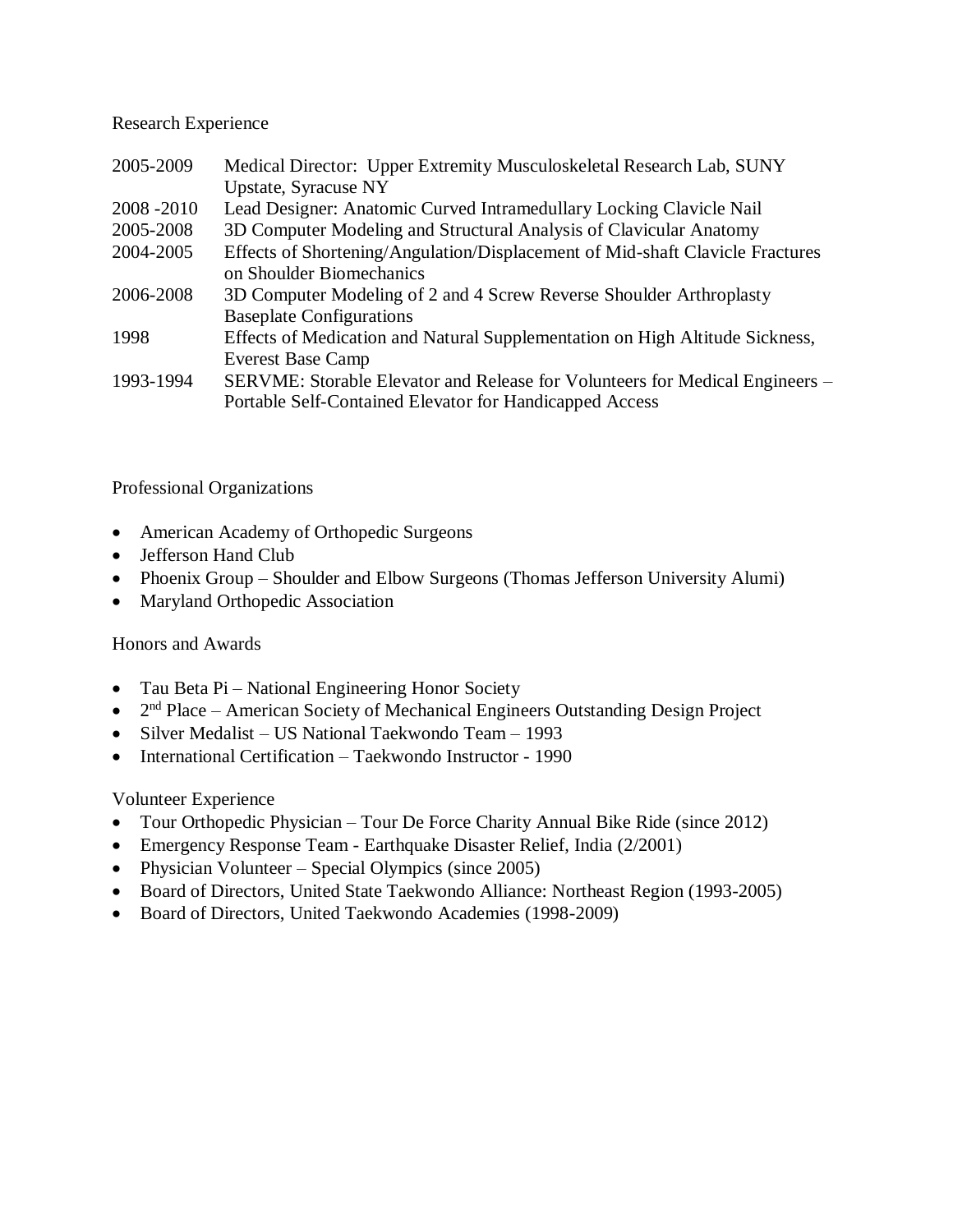## Research Experience

| | |
|---|---|
| 2005-2009 | Medical Director: Upper Extremity Musculoskeletal Research Lab, SUNY Upstate, Syracuse NY |
| 2008 -2010 | Lead Designer: Anatomic Curved Intramedullary Locking Clavicle Nail |
| 2005-2008 | 3D Computer Modeling and Structural Analysis of Clavicular Anatomy |
| 2004-2005 | Effects of Shortening/Angulation/Displacement of Mid-shaft Clavicle Fractures on Shoulder Biomechanics |
| 2006-2008 | 3D Computer Modeling of 2 and 4 Screw Reverse Shoulder Arthroplasty Baseplate Configurations |
| 1998 | Effects of Medication and Natural Supplementation on High Altitude Sickness, Everest Base Camp |
| 1993-1994 | SERVME: Storable Elevator and Release for Volunteers for Medical Engineers – Portable Self-Contained Elevator for Handicapped Access |

## Professional Organizations

- American Academy of Orthopedic Surgeons
- Jefferson Hand Club
- Phoenix Group – Shoulder and Elbow Surgeons (Thomas Jefferson University Alumi)
- Maryland Orthopedic Association

## Honors and Awards

- Tau Beta Pi – National Engineering Honor Society
- 2nd Place – American Society of Mechanical Engineers Outstanding Design Project
- Silver Medalist – US National Taekwondo Team – 1993
- International Certification – Taekwondo Instructor - 1990

## Volunteer Experience

- Tour Orthopedic Physician – Tour De Force Charity Annual Bike Ride (since 2012)
- Emergency Response Team - Earthquake Disaster Relief, India (2/2001)
- Physician Volunteer – Special Olympics (since 2005)
- Board of Directors, United State Taekwondo Alliance: Northeast Region (1993-2005)
- Board of Directors, United Taekwondo Academies (1998-2009)